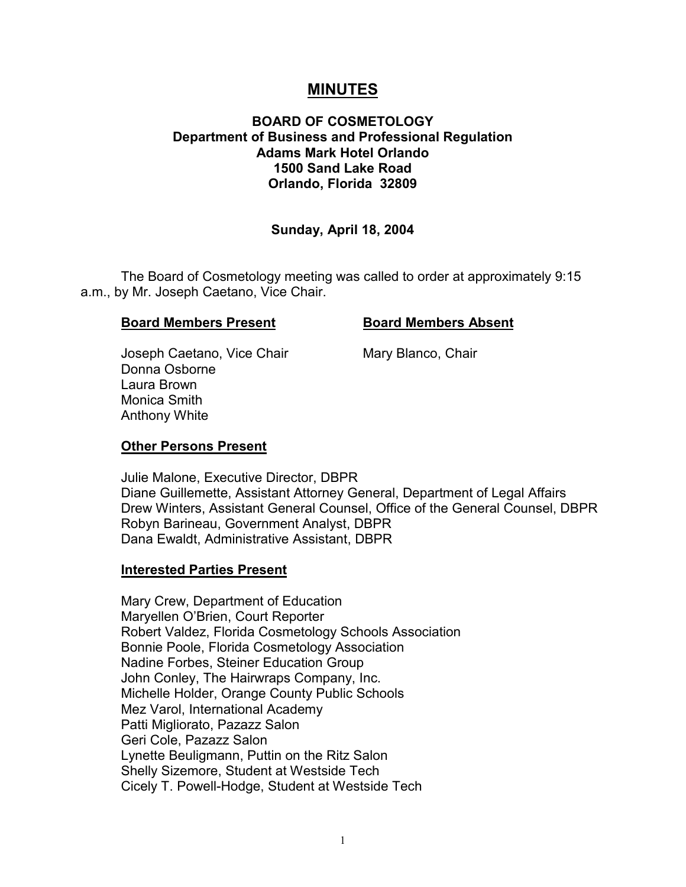# MINUTES

## BOARD OF COSMETOLOGY
## Department of Business and Professional Regulation
## Adams Mark Hotel Orlando
## 1500 Sand Lake Road
## Orlando, Florida 32809

**Sunday, April 18, 2004**

The Board of Cosmetology meeting was called to order at approximately 9:15 a.m., by Mr. Joseph Caetano, Vice Chair.

**Board Members Present**

Joseph Caetano, Vice Chair
Donna Osborne
Laura Brown
Monica Smith
Anthony White

**Board Members Absent**

Mary Blanco, Chair

**Other Persons Present**

Julie Malone, Executive Director, DBPR
Diane Guillemette, Assistant Attorney General, Department of Legal Affairs
Drew Winters, Assistant General Counsel, Office of the General Counsel, DBPR
Robyn Barineau, Government Analyst, DBPR
Dana Ewaldt, Administrative Assistant, DBPR

**Interested Parties Present**

Mary Crew, Department of Education
Maryellen O'Brien, Court Reporter
Robert Valdez, Florida Cosmetology Schools Association
Bonnie Poole, Florida Cosmetology Association
Nadine Forbes, Steiner Education Group
John Conley, The Hairwraps Company, Inc.
Michelle Holder, Orange County Public Schools
Mez Varol, International Academy
Patti Migliorato, Pazazz Salon
Geri Cole, Pazazz Salon
Lynette Beuligmann, Puttin on the Ritz Salon
Shelly Sizemore, Student at Westside Tech
Cicely T. Powell-Hodge, Student at Westside Tech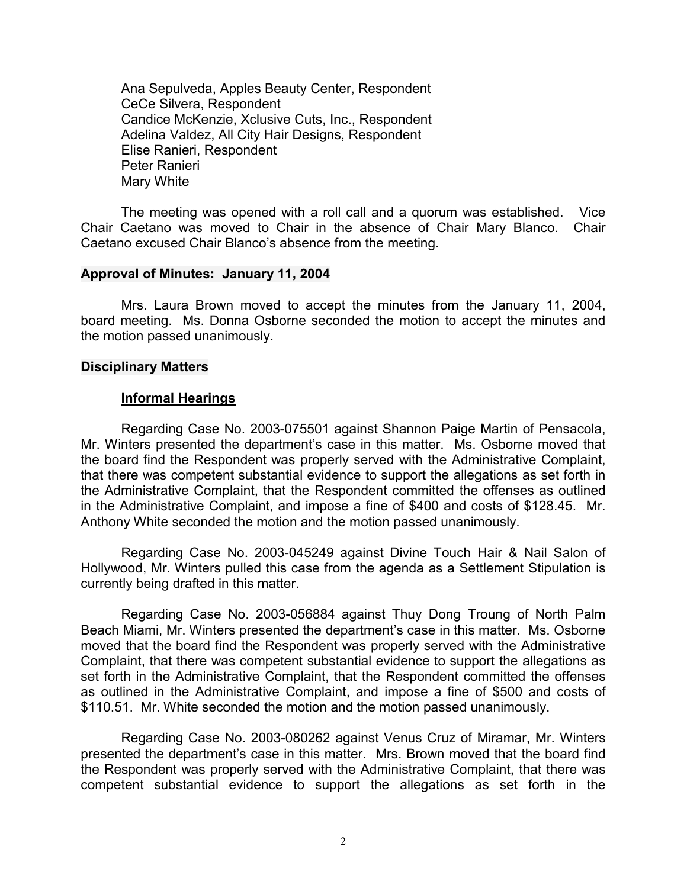Ana Sepulveda, Apples Beauty Center, Respondent
CeCe Silvera, Respondent
Candice McKenzie, Xclusive Cuts, Inc., Respondent
Adelina Valdez, All City Hair Designs, Respondent
Elise Ranieri, Respondent
Peter Ranieri
Mary White

The meeting was opened with a roll call and a quorum was established. Vice Chair Caetano was moved to Chair in the absence of Chair Mary Blanco. Chair Caetano excused Chair Blanco's absence from the meeting.

**Approval of Minutes: January 11, 2004**

Mrs. Laura Brown moved to accept the minutes from the January 11, 2004, board meeting. Ms. Donna Osborne seconded the motion to accept the minutes and the motion passed unanimously.

**Disciplinary Matters**

**Informal Hearings**

Regarding Case No. 2003-075501 against Shannon Paige Martin of Pensacola, Mr. Winters presented the department's case in this matter. Ms. Osborne moved that the board find the Respondent was properly served with the Administrative Complaint, that there was competent substantial evidence to support the allegations as set forth in the Administrative Complaint, that the Respondent committed the offenses as outlined in the Administrative Complaint, and impose a fine of $400 and costs of $128.45. Mr. Anthony White seconded the motion and the motion passed unanimously.

Regarding Case No. 2003-045249 against Divine Touch Hair & Nail Salon of Hollywood, Mr. Winters pulled this case from the agenda as a Settlement Stipulation is currently being drafted in this matter.

Regarding Case No. 2003-056884 against Thuy Dong Troung of North Palm Beach Miami, Mr. Winters presented the department's case in this matter. Ms. Osborne moved that the board find the Respondent was properly served with the Administrative Complaint, that there was competent substantial evidence to support the allegations as set forth in the Administrative Complaint, that the Respondent committed the offenses as outlined in the Administrative Complaint, and impose a fine of $500 and costs of $110.51. Mr. White seconded the motion and the motion passed unanimously.

Regarding Case No. 2003-080262 against Venus Cruz of Miramar, Mr. Winters presented the department's case in this matter. Mrs. Brown moved that the board find the Respondent was properly served with the Administrative Complaint, that there was competent substantial evidence to support the allegations as set forth in the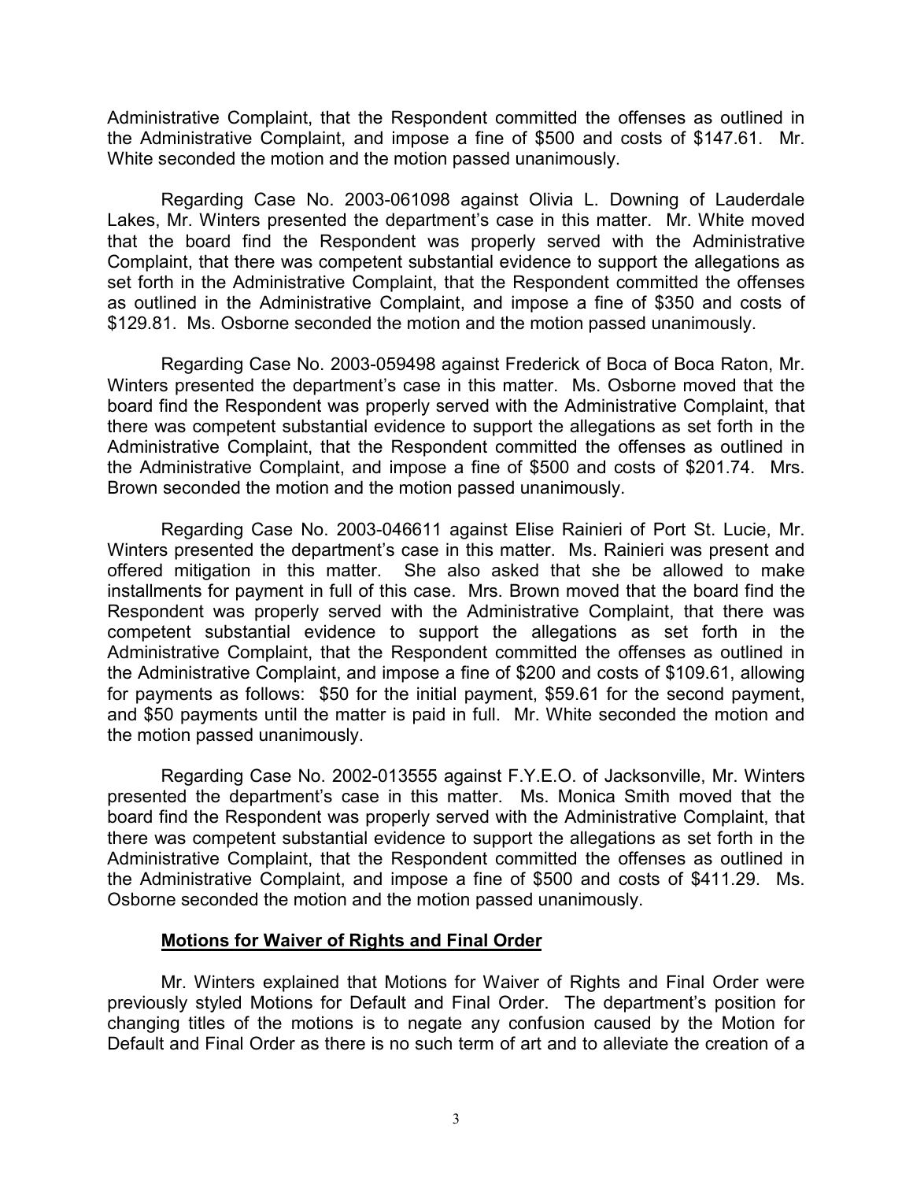Administrative Complaint, that the Respondent committed the offenses as outlined in the Administrative Complaint, and impose a fine of $500 and costs of $147.61. Mr. White seconded the motion and the motion passed unanimously.

Regarding Case No. 2003-061098 against Olivia L. Downing of Lauderdale Lakes, Mr. Winters presented the department's case in this matter. Mr. White moved that the board find the Respondent was properly served with the Administrative Complaint, that there was competent substantial evidence to support the allegations as set forth in the Administrative Complaint, that the Respondent committed the offenses as outlined in the Administrative Complaint, and impose a fine of $350 and costs of $129.81. Ms. Osborne seconded the motion and the motion passed unanimously.

Regarding Case No. 2003-059498 against Frederick of Boca of Boca Raton, Mr. Winters presented the department's case in this matter. Ms. Osborne moved that the board find the Respondent was properly served with the Administrative Complaint, that there was competent substantial evidence to support the allegations as set forth in the Administrative Complaint, that the Respondent committed the offenses as outlined in the Administrative Complaint, and impose a fine of $500 and costs of $201.74. Mrs. Brown seconded the motion and the motion passed unanimously.

Regarding Case No. 2003-046611 against Elise Rainieri of Port St. Lucie, Mr. Winters presented the department's case in this matter. Ms. Rainieri was present and offered mitigation in this matter. She also asked that she be allowed to make installments for payment in full of this case. Mrs. Brown moved that the board find the Respondent was properly served with the Administrative Complaint, that there was competent substantial evidence to support the allegations as set forth in the Administrative Complaint, that the Respondent committed the offenses as outlined in the Administrative Complaint, and impose a fine of $200 and costs of $109.61, allowing for payments as follows: $50 for the initial payment, $59.61 for the second payment, and $50 payments until the matter is paid in full. Mr. White seconded the motion and the motion passed unanimously.

Regarding Case No. 2002-013555 against F.Y.E.O. of Jacksonville, Mr. Winters presented the department's case in this matter. Ms. Monica Smith moved that the board find the Respondent was properly served with the Administrative Complaint, that there was competent substantial evidence to support the allegations as set forth in the Administrative Complaint, that the Respondent committed the offenses as outlined in the Administrative Complaint, and impose a fine of $500 and costs of $411.29. Ms. Osborne seconded the motion and the motion passed unanimously.

**Motions for Waiver of Rights and Final Order**

Mr. Winters explained that Motions for Waiver of Rights and Final Order were previously styled Motions for Default and Final Order. The department's position for changing titles of the motions is to negate any confusion caused by the Motion for Default and Final Order as there is no such term of art and to alleviate the creation of a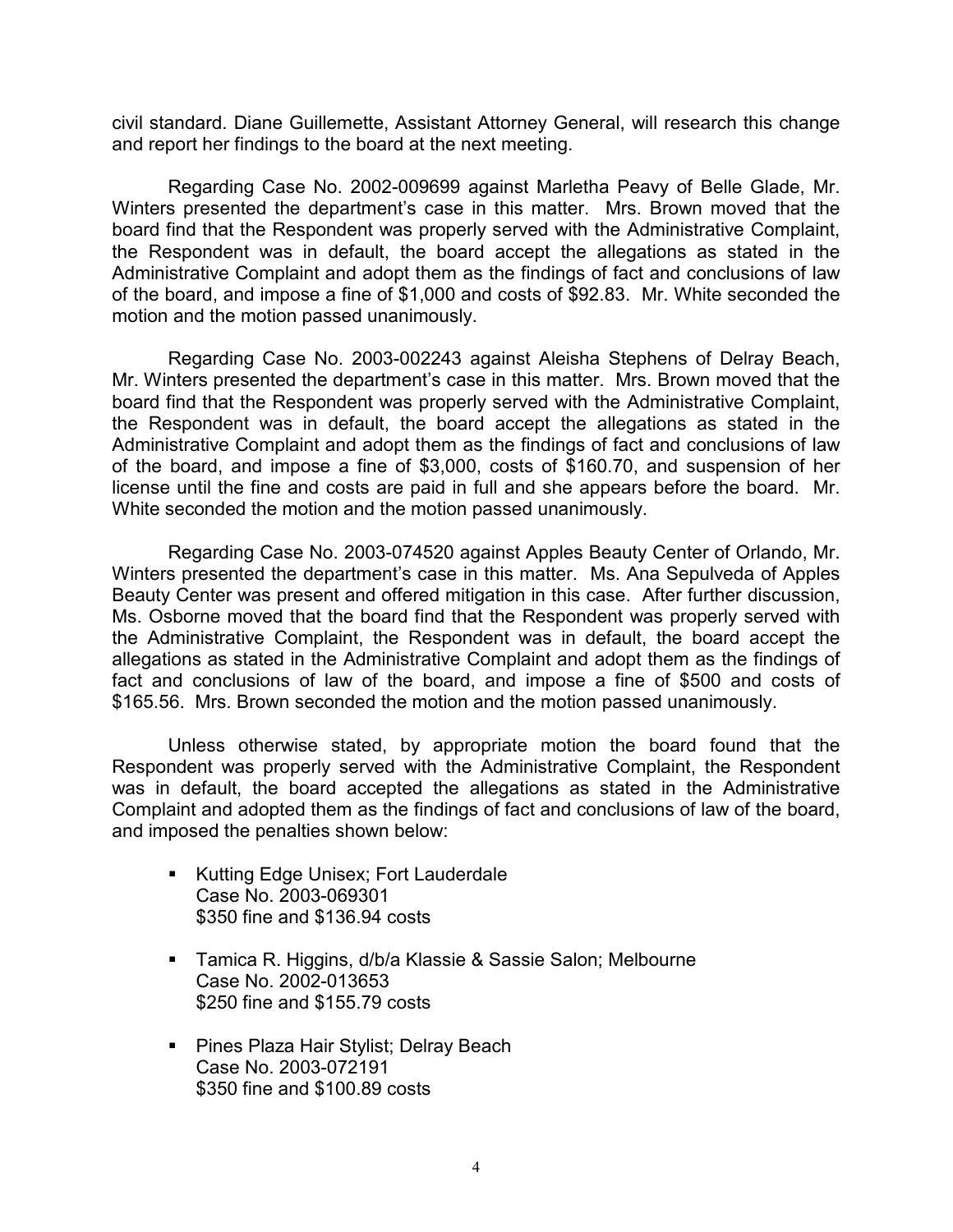civil standard. Diane Guillemette, Assistant Attorney General, will research this change and report her findings to the board at the next meeting.

Regarding Case No. 2002-009699 against Marletha Peavy of Belle Glade, Mr. Winters presented the department's case in this matter. Mrs. Brown moved that the board find that the Respondent was properly served with the Administrative Complaint, the Respondent was in default, the board accept the allegations as stated in the Administrative Complaint and adopt them as the findings of fact and conclusions of law of the board, and impose a fine of $1,000 and costs of $92.83. Mr. White seconded the motion and the motion passed unanimously.

Regarding Case No. 2003-002243 against Aleisha Stephens of Delray Beach, Mr. Winters presented the department's case in this matter. Mrs. Brown moved that the board find that the Respondent was properly served with the Administrative Complaint, the Respondent was in default, the board accept the allegations as stated in the Administrative Complaint and adopt them as the findings of fact and conclusions of law of the board, and impose a fine of $3,000, costs of $160.70, and suspension of her license until the fine and costs are paid in full and she appears before the board. Mr. White seconded the motion and the motion passed unanimously.

Regarding Case No. 2003-074520 against Apples Beauty Center of Orlando, Mr. Winters presented the department's case in this matter. Ms. Ana Sepulveda of Apples Beauty Center was present and offered mitigation in this case. After further discussion, Ms. Osborne moved that the board find that the Respondent was properly served with the Administrative Complaint, the Respondent was in default, the board accept the allegations as stated in the Administrative Complaint and adopt them as the findings of fact and conclusions of law of the board, and impose a fine of $500 and costs of $165.56. Mrs. Brown seconded the motion and the motion passed unanimously.

Unless otherwise stated, by appropriate motion the board found that the Respondent was properly served with the Administrative Complaint, the Respondent was in default, the board accepted the allegations as stated in the Administrative Complaint and adopted them as the findings of fact and conclusions of law of the board, and imposed the penalties shown below:

- Kutting Edge Unisex; Fort Lauderdale
  Case No. 2003-069301
  $350 fine and $136.94 costs

- Tamica R. Higgins, d/b/a Klassie & Sassie Salon; Melbourne
  Case No. 2002-013653
  $250 fine and $155.79 costs

- Pines Plaza Hair Stylist; Delray Beach
  Case No. 2003-072191
  $350 fine and $100.89 costs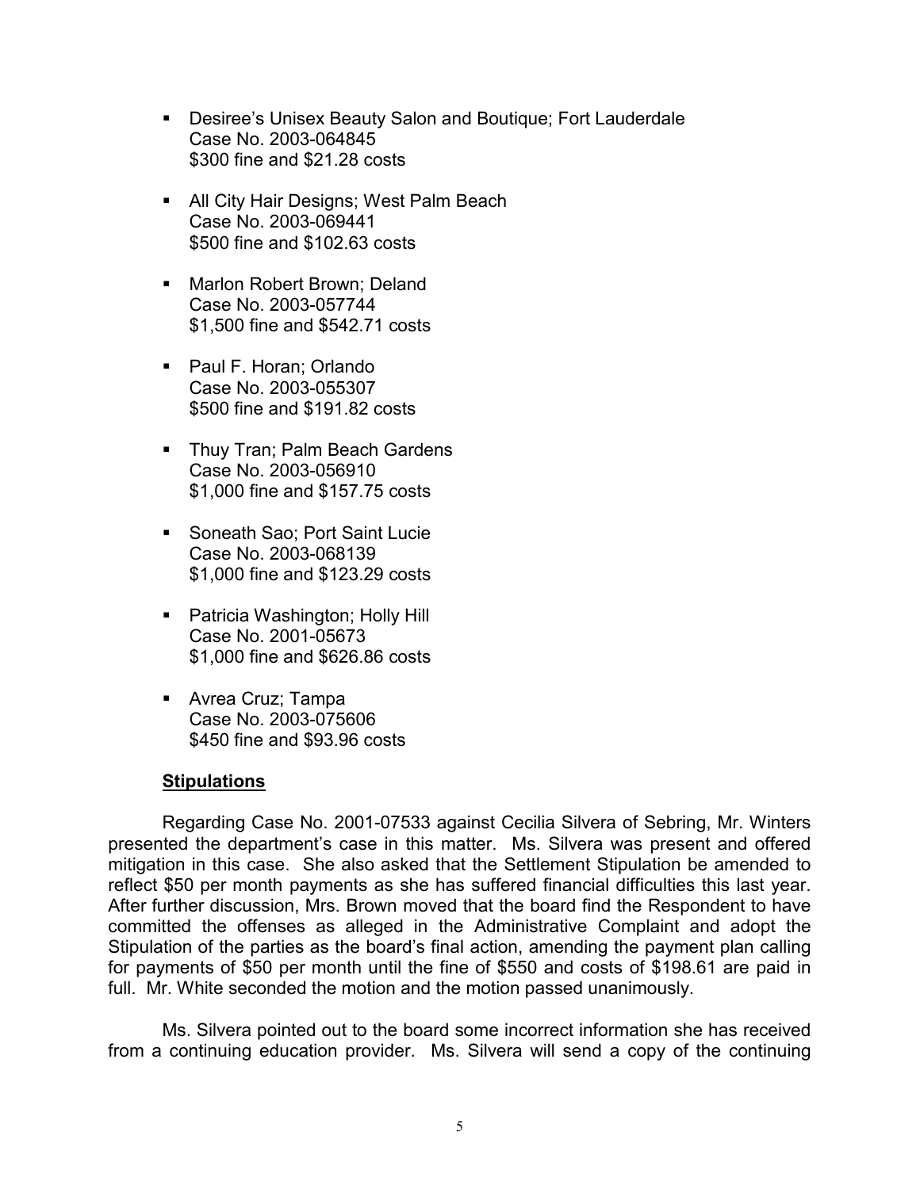- Desiree's Unisex Beauty Salon and Boutique; Fort Lauderdale
  Case No. 2003-064845
  $300 fine and $21.28 costs

- All City Hair Designs; West Palm Beach
  Case No. 2003-069441
  $500 fine and $102.63 costs

- Marlon Robert Brown; Deland
  Case No. 2003-057744
  $1,500 fine and $542.71 costs

- Paul F. Horan; Orlando
  Case No. 2003-055307
  $500 fine and $191.82 costs

- Thuy Tran; Palm Beach Gardens
  Case No. 2003-056910
  $1,000 fine and $157.75 costs

- Soneath Sao; Port Saint Lucie
  Case No. 2003-068139
  $1,000 fine and $123.29 costs

- Patricia Washington; Holly Hill
  Case No. 2001-05673
  $1,000 fine and $626.86 costs

- Avrea Cruz; Tampa
  Case No. 2003-075606
  $450 fine and $93.96 costs

**Stipulations**

Regarding Case No. 2001-07533 against Cecilia Silvera of Sebring, Mr. Winters presented the department's case in this matter. Ms. Silvera was present and offered mitigation in this case. She also asked that the Settlement Stipulation be amended to reflect $50 per month payments as she has suffered financial difficulties this last year. After further discussion, Mrs. Brown moved that the board find the Respondent to have committed the offenses as alleged in the Administrative Complaint and adopt the Stipulation of the parties as the board's final action, amending the payment plan calling for payments of $50 per month until the fine of $550 and costs of $198.61 are paid in full. Mr. White seconded the motion and the motion passed unanimously.

Ms. Silvera pointed out to the board some incorrect information she has received from a continuing education provider. Ms. Silvera will send a copy of the continuing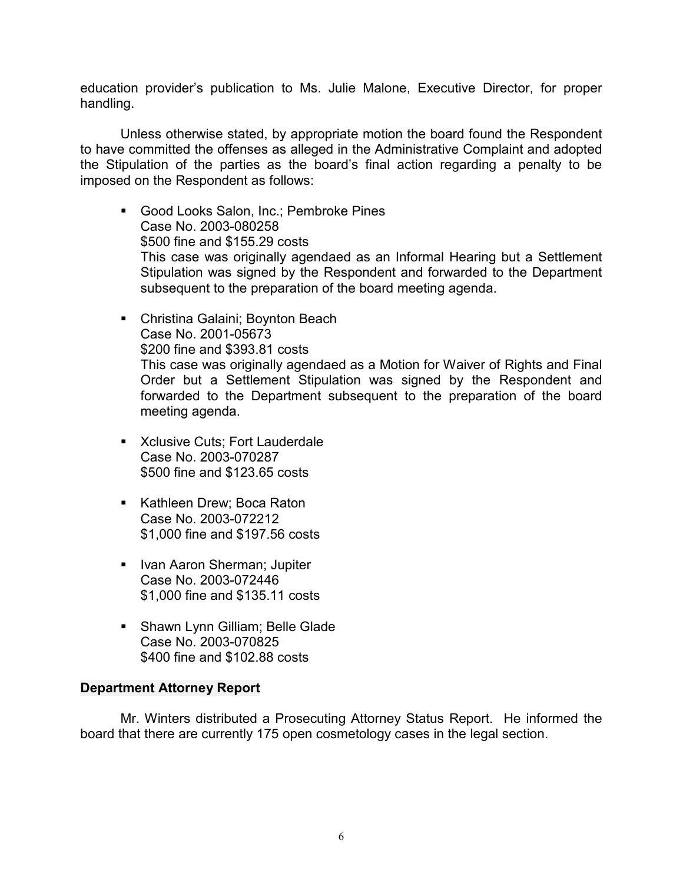education provider's publication to Ms. Julie Malone, Executive Director, for proper handling.

Unless otherwise stated, by appropriate motion the board found the Respondent to have committed the offenses as alleged in the Administrative Complaint and adopted the Stipulation of the parties as the board's final action regarding a penalty to be imposed on the Respondent as follows:

- Good Looks Salon, Inc.; Pembroke Pines
  Case No. 2003-080258
  $500 fine and $155.29 costs
  This case was originally agendaed as an Informal Hearing but a Settlement Stipulation was signed by the Respondent and forwarded to the Department subsequent to the preparation of the board meeting agenda.
- Christina Galaini; Boynton Beach
  Case No. 2001-05673
  $200 fine and $393.81 costs
  This case was originally agendaed as a Motion for Waiver of Rights and Final Order but a Settlement Stipulation was signed by the Respondent and forwarded to the Department subsequent to the preparation of the board meeting agenda.
- Xclusive Cuts; Fort Lauderdale
  Case No. 2003-070287
  $500 fine and $123.65 costs
- Kathleen Drew; Boca Raton
  Case No. 2003-072212
  $1,000 fine and $197.56 costs
- Ivan Aaron Sherman; Jupiter
  Case No. 2003-072446
  $1,000 fine and $135.11 costs
- Shawn Lynn Gilliam; Belle Glade
  Case No. 2003-070825
  $400 fine and $102.88 costs

**Department Attorney Report**

Mr. Winters distributed a Prosecuting Attorney Status Report. He informed the board that there are currently 175 open cosmetology cases in the legal section.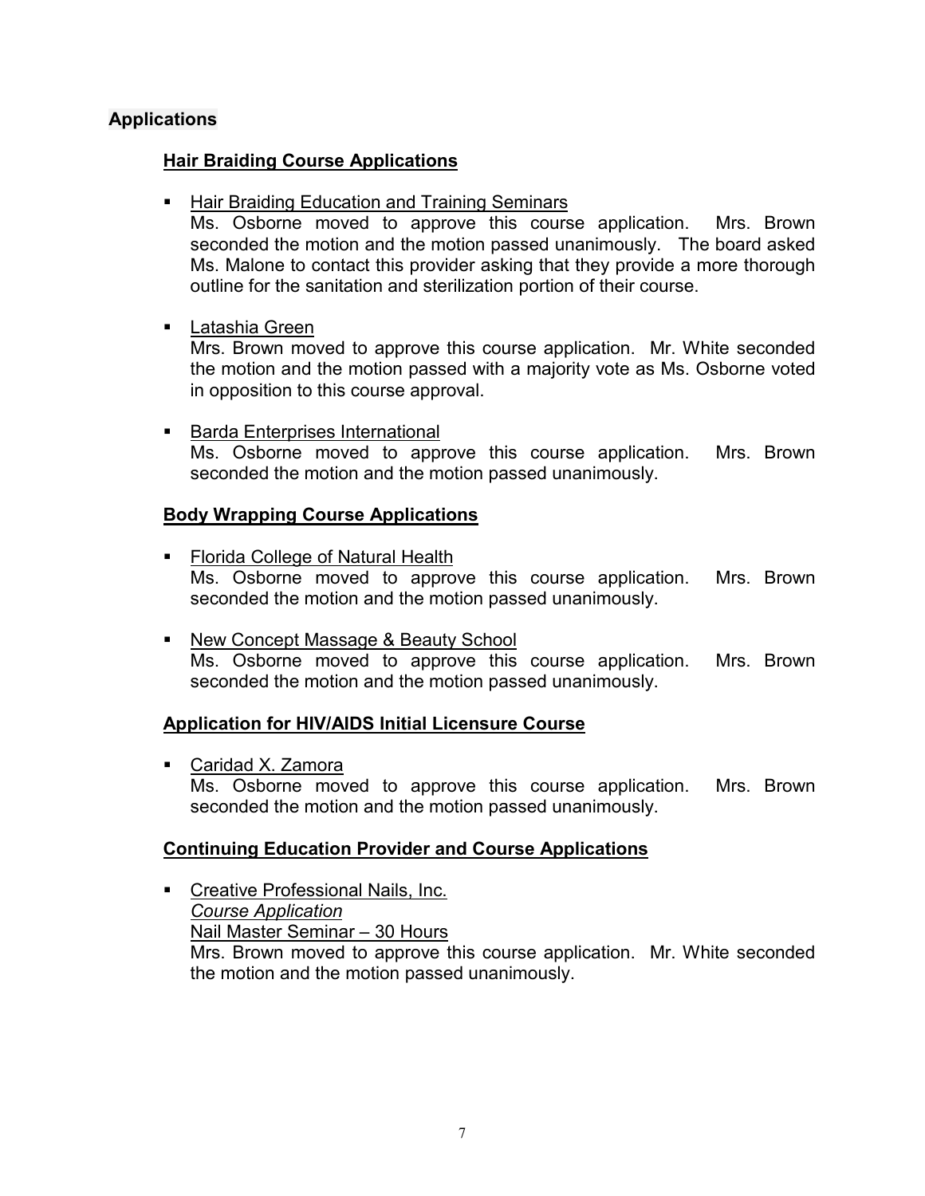## Applications

### Hair Braiding Course Applications

- Hair Braiding Education and Training Seminars
  Ms. Osborne moved to approve this course application. Mrs. Brown seconded the motion and the motion passed unanimously. The board asked Ms. Malone to contact this provider asking that they provide a more thorough outline for the sanitation and sterilization portion of their course.

- Latashia Green
  Mrs. Brown moved to approve this course application. Mr. White seconded the motion and the motion passed with a majority vote as Ms. Osborne voted in opposition to this course approval.

- Barda Enterprises International
  Ms. Osborne moved to approve this course application. Mrs. Brown seconded the motion and the motion passed unanimously.

### Body Wrapping Course Applications

- Florida College of Natural Health
  Ms. Osborne moved to approve this course application. Mrs. Brown seconded the motion and the motion passed unanimously.

- New Concept Massage & Beauty School
  Ms. Osborne moved to approve this course application. Mrs. Brown seconded the motion and the motion passed unanimously.

### Application for HIV/AIDS Initial Licensure Course

- Caridad X. Zamora
  Ms. Osborne moved to approve this course application. Mrs. Brown seconded the motion and the motion passed unanimously.

### Continuing Education Provider and Course Applications

- Creative Professional Nails, Inc.
  *Course Application*
  Nail Master Seminar – 30 Hours
  Mrs. Brown moved to approve this course application. Mr. White seconded the motion and the motion passed unanimously.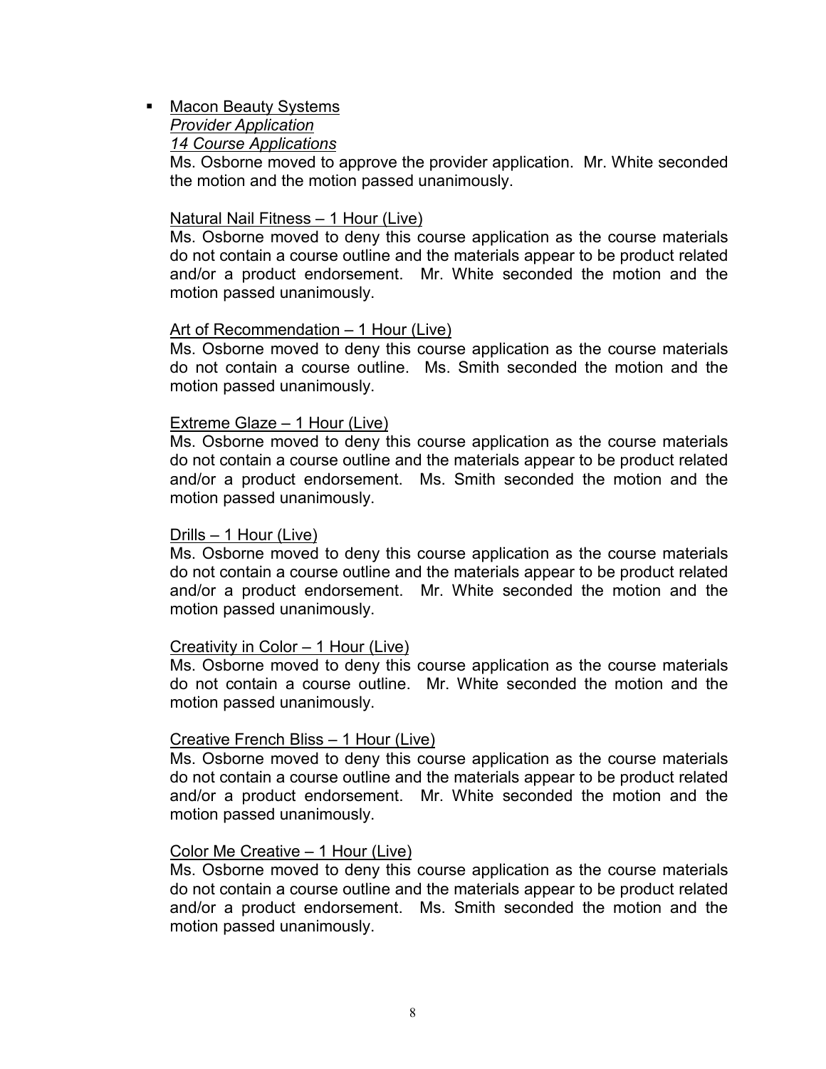- Macon Beauty Systems
  *Provider Application*
  *14 Course Applications*
  Ms. Osborne moved to approve the provider application. Mr. White seconded the motion and the motion passed unanimously.

  Natural Nail Fitness – 1 Hour (Live)
  Ms. Osborne moved to deny this course application as the course materials do not contain a course outline and the materials appear to be product related and/or a product endorsement. Mr. White seconded the motion and the motion passed unanimously.

  Art of Recommendation – 1 Hour (Live)
  Ms. Osborne moved to deny this course application as the course materials do not contain a course outline. Ms. Smith seconded the motion and the motion passed unanimously.

  Extreme Glaze – 1 Hour (Live)
  Ms. Osborne moved to deny this course application as the course materials do not contain a course outline and the materials appear to be product related and/or a product endorsement. Ms. Smith seconded the motion and the motion passed unanimously.

  Drills – 1 Hour (Live)
  Ms. Osborne moved to deny this course application as the course materials do not contain a course outline and the materials appear to be product related and/or a product endorsement. Mr. White seconded the motion and the motion passed unanimously.

  Creativity in Color – 1 Hour (Live)
  Ms. Osborne moved to deny this course application as the course materials do not contain a course outline. Mr. White seconded the motion and the motion passed unanimously.

  Creative French Bliss – 1 Hour (Live)
  Ms. Osborne moved to deny this course application as the course materials do not contain a course outline and the materials appear to be product related and/or a product endorsement. Mr. White seconded the motion and the motion passed unanimously.

  Color Me Creative – 1 Hour (Live)
  Ms. Osborne moved to deny this course application as the course materials do not contain a course outline and the materials appear to be product related and/or a product endorsement. Ms. Smith seconded the motion and the motion passed unanimously.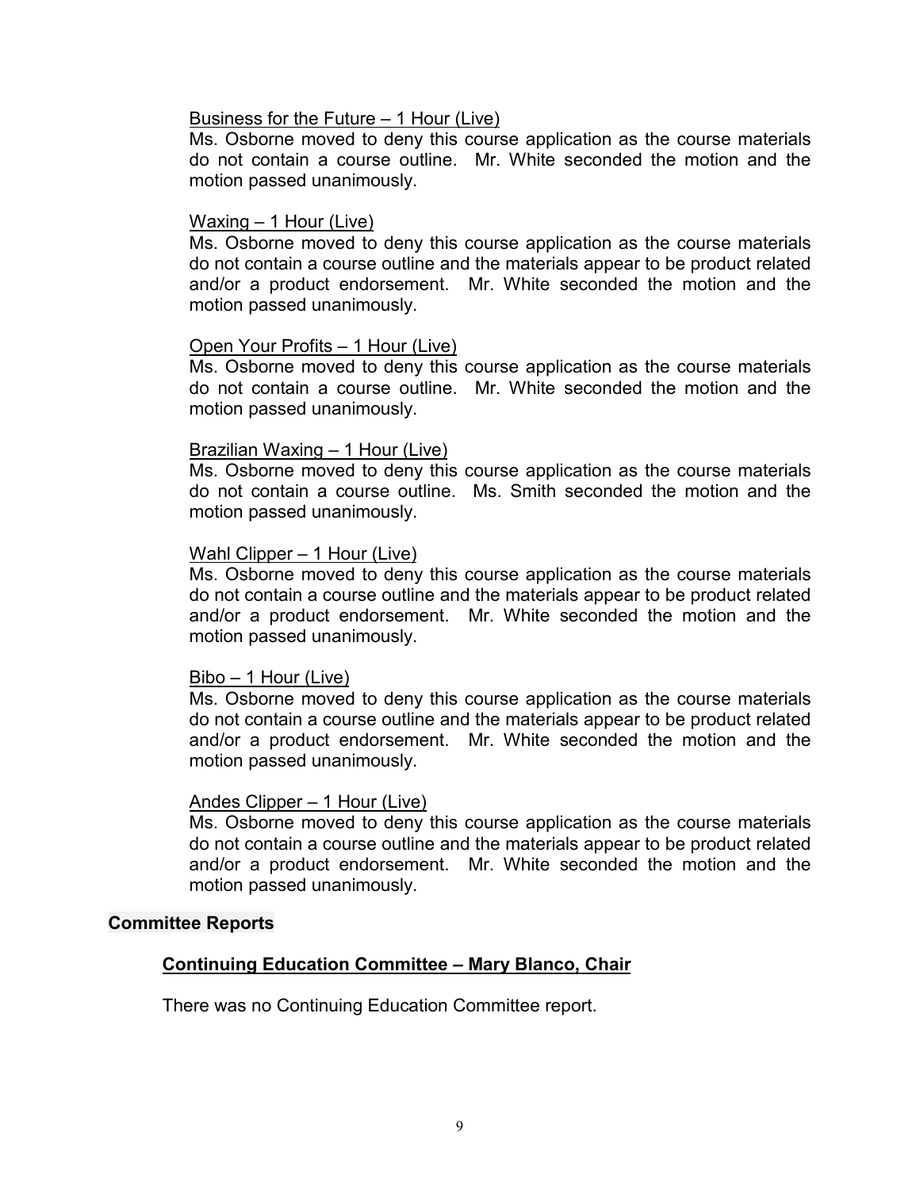<u>Business for the Future – 1 Hour (Live)</u>
Ms. Osborne moved to deny this course application as the course materials do not contain a course outline. Mr. White seconded the motion and the motion passed unanimously.

<u>Waxing – 1 Hour (Live)</u>
Ms. Osborne moved to deny this course application as the course materials do not contain a course outline and the materials appear to be product related and/or a product endorsement. Mr. White seconded the motion and the motion passed unanimously.

<u>Open Your Profits – 1 Hour (Live)</u>
Ms. Osborne moved to deny this course application as the course materials do not contain a course outline. Mr. White seconded the motion and the motion passed unanimously.

<u>Brazilian Waxing – 1 Hour (Live)</u>
Ms. Osborne moved to deny this course application as the course materials do not contain a course outline. Ms. Smith seconded the motion and the motion passed unanimously.

<u>Wahl Clipper – 1 Hour (Live)</u>
Ms. Osborne moved to deny this course application as the course materials do not contain a course outline and the materials appear to be product related and/or a product endorsement. Mr. White seconded the motion and the motion passed unanimously.

<u>Bibo – 1 Hour (Live)</u>
Ms. Osborne moved to deny this course application as the course materials do not contain a course outline and the materials appear to be product related and/or a product endorsement. Mr. White seconded the motion and the motion passed unanimously.

<u>Andes Clipper – 1 Hour (Live)</u>
Ms. Osborne moved to deny this course application as the course materials do not contain a course outline and the materials appear to be product related and/or a product endorsement. Mr. White seconded the motion and the motion passed unanimously.

## Committee Reports

### <u>Continuing Education Committee – Mary Blanco, Chair</u>

There was no Continuing Education Committee report.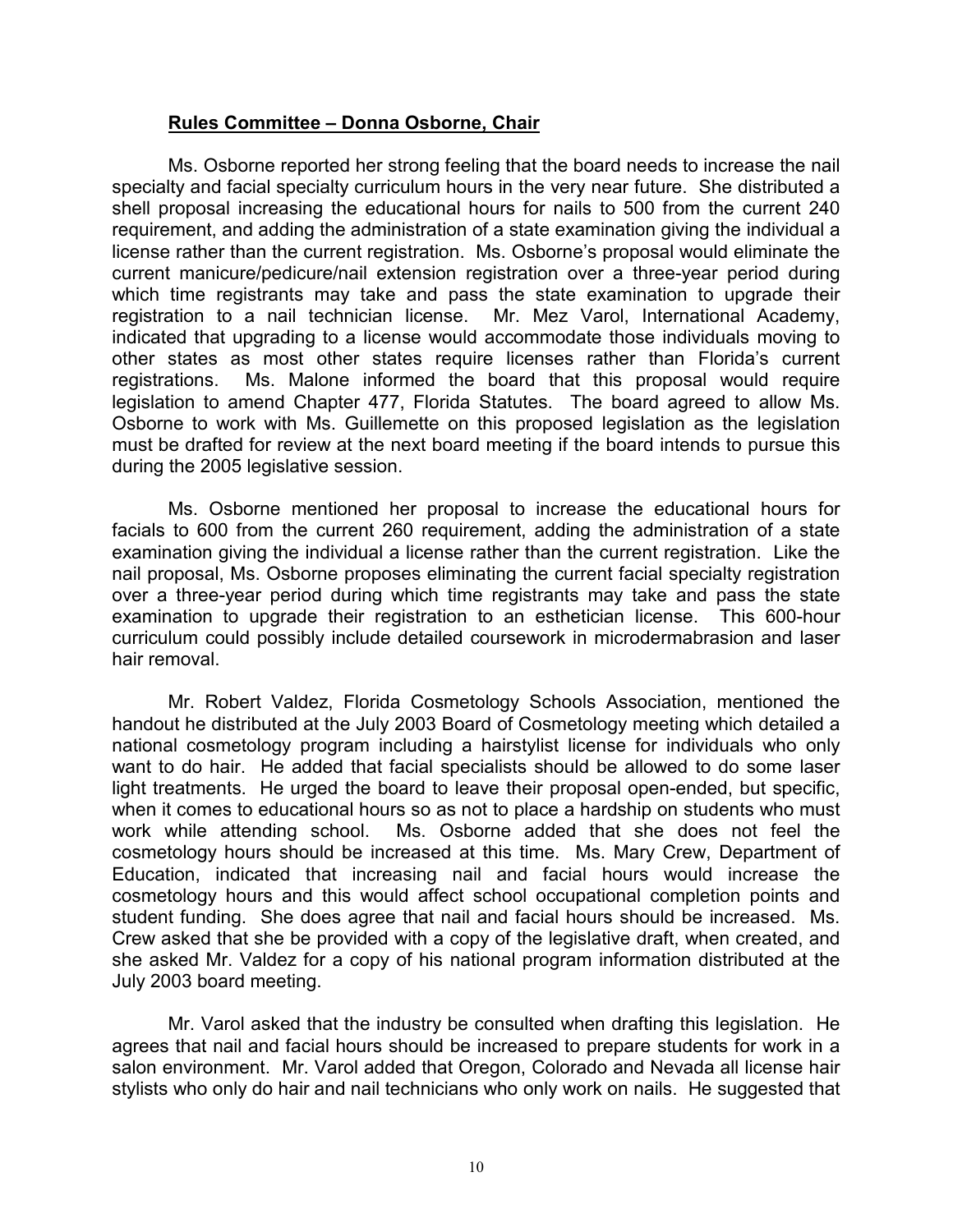**Rules Committee – Donna Osborne, Chair**

Ms. Osborne reported her strong feeling that the board needs to increase the nail specialty and facial specialty curriculum hours in the very near future. She distributed a shell proposal increasing the educational hours for nails to 500 from the current 240 requirement, and adding the administration of a state examination giving the individual a license rather than the current registration. Ms. Osborne's proposal would eliminate the current manicure/pedicure/nail extension registration over a three-year period during which time registrants may take and pass the state examination to upgrade their registration to a nail technician license. Mr. Mez Varol, International Academy, indicated that upgrading to a license would accommodate those individuals moving to other states as most other states require licenses rather than Florida's current registrations. Ms. Malone informed the board that this proposal would require legislation to amend Chapter 477, Florida Statutes. The board agreed to allow Ms. Osborne to work with Ms. Guillemette on this proposed legislation as the legislation must be drafted for review at the next board meeting if the board intends to pursue this during the 2005 legislative session.

Ms. Osborne mentioned her proposal to increase the educational hours for facials to 600 from the current 260 requirement, adding the administration of a state examination giving the individual a license rather than the current registration. Like the nail proposal, Ms. Osborne proposes eliminating the current facial specialty registration over a three-year period during which time registrants may take and pass the state examination to upgrade their registration to an esthetician license. This 600-hour curriculum could possibly include detailed coursework in microdermabrasion and laser hair removal.

Mr. Robert Valdez, Florida Cosmetology Schools Association, mentioned the handout he distributed at the July 2003 Board of Cosmetology meeting which detailed a national cosmetology program including a hairstylist license for individuals who only want to do hair. He added that facial specialists should be allowed to do some laser light treatments. He urged the board to leave their proposal open-ended, but specific, when it comes to educational hours so as not to place a hardship on students who must work while attending school. Ms. Osborne added that she does not feel the cosmetology hours should be increased at this time. Ms. Mary Crew, Department of Education, indicated that increasing nail and facial hours would increase the cosmetology hours and this would affect school occupational completion points and student funding. She does agree that nail and facial hours should be increased. Ms. Crew asked that she be provided with a copy of the legislative draft, when created, and she asked Mr. Valdez for a copy of his national program information distributed at the July 2003 board meeting.

Mr. Varol asked that the industry be consulted when drafting this legislation. He agrees that nail and facial hours should be increased to prepare students for work in a salon environment. Mr. Varol added that Oregon, Colorado and Nevada all license hair stylists who only do hair and nail technicians who only work on nails. He suggested that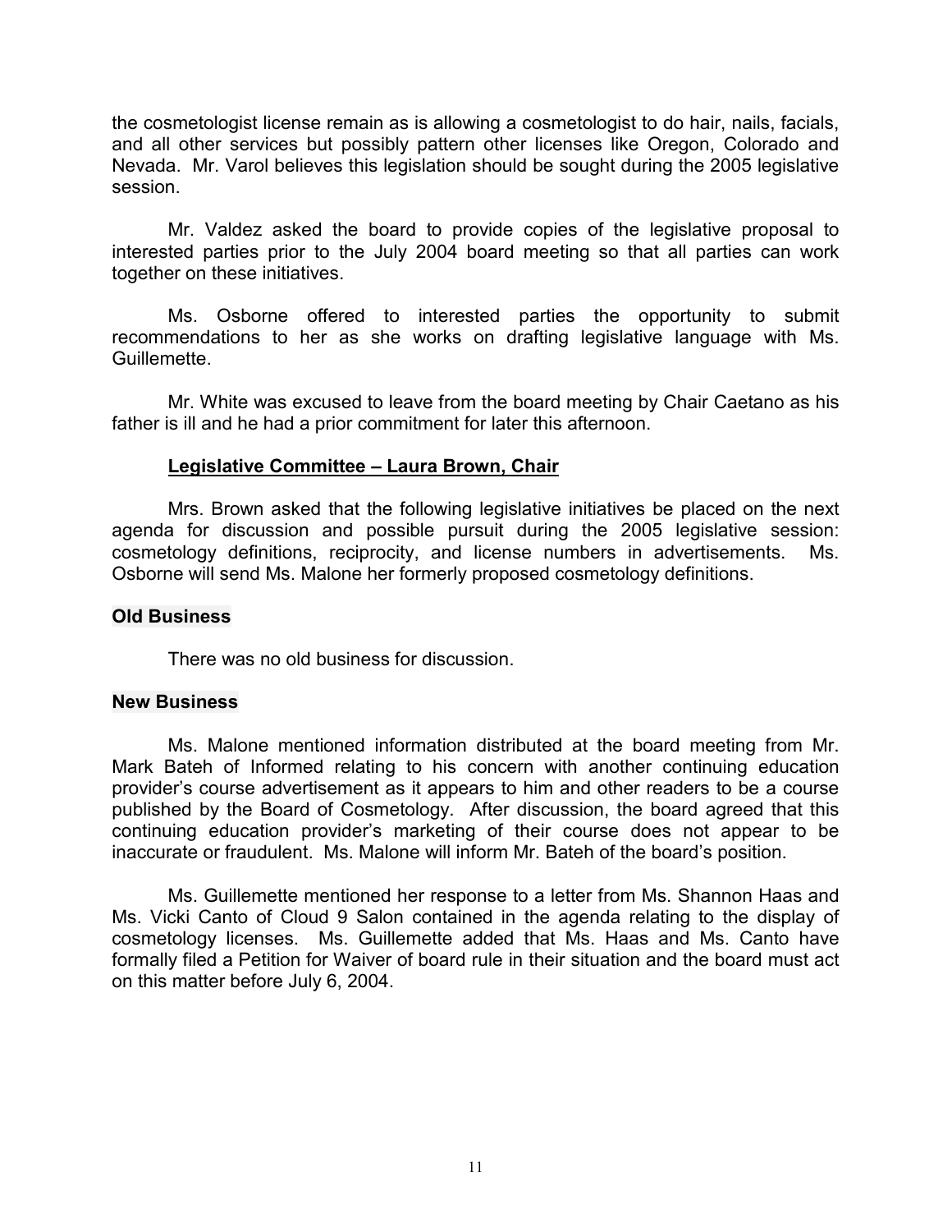the cosmetologist license remain as is allowing a cosmetologist to do hair, nails, facials, and all other services but possibly pattern other licenses like Oregon, Colorado and Nevada. Mr. Varol believes this legislation should be sought during the 2005 legislative session.

Mr. Valdez asked the board to provide copies of the legislative proposal to interested parties prior to the July 2004 board meeting so that all parties can work together on these initiatives.

Ms. Osborne offered to interested parties the opportunity to submit recommendations to her as she works on drafting legislative language with Ms. Guillemette.

Mr. White was excused to leave from the board meeting by Chair Caetano as his father is ill and he had a prior commitment for later this afternoon.

### Legislative Committee – Laura Brown, Chair

Mrs. Brown asked that the following legislative initiatives be placed on the next agenda for discussion and possible pursuit during the 2005 legislative session: cosmetology definitions, reciprocity, and license numbers in advertisements. Ms. Osborne will send Ms. Malone her formerly proposed cosmetology definitions.

## Old Business

There was no old business for discussion.

## New Business

Ms. Malone mentioned information distributed at the board meeting from Mr. Mark Bateh of Informed relating to his concern with another continuing education provider's course advertisement as it appears to him and other readers to be a course published by the Board of Cosmetology. After discussion, the board agreed that this continuing education provider's marketing of their course does not appear to be inaccurate or fraudulent. Ms. Malone will inform Mr. Bateh of the board's position.

Ms. Guillemette mentioned her response to a letter from Ms. Shannon Haas and Ms. Vicki Canto of Cloud 9 Salon contained in the agenda relating to the display of cosmetology licenses. Ms. Guillemette added that Ms. Haas and Ms. Canto have formally filed a Petition for Waiver of board rule in their situation and the board must act on this matter before July 6, 2004.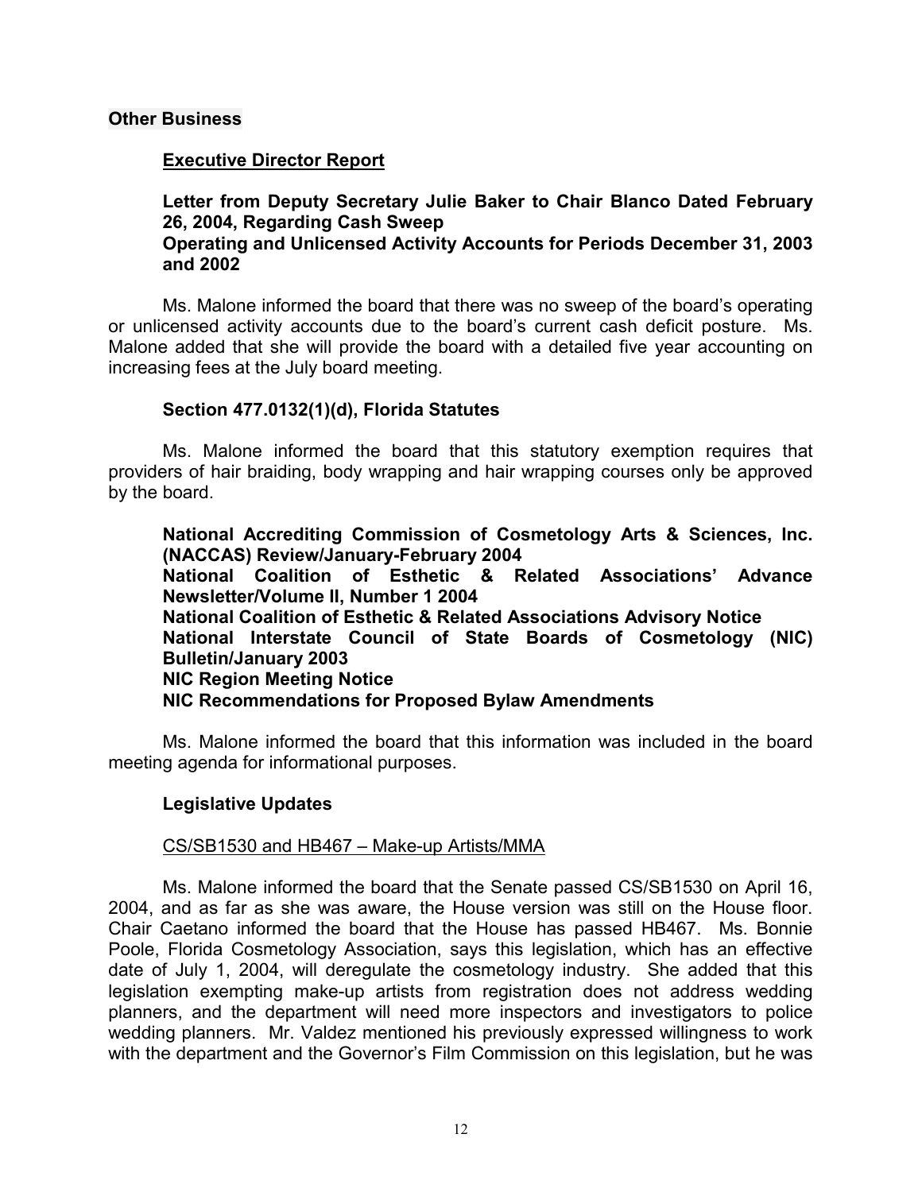## Other Business

### Executive Director Report

**Letter from Deputy Secretary Julie Baker to Chair Blanco Dated February 26, 2004, Regarding Cash Sweep**
**Operating and Unlicensed Activity Accounts for Periods December 31, 2003 and 2002**

Ms. Malone informed the board that there was no sweep of the board's operating or unlicensed activity accounts due to the board's current cash deficit posture. Ms. Malone added that she will provide the board with a detailed five year accounting on increasing fees at the July board meeting.

**Section 477.0132(1)(d), Florida Statutes**

Ms. Malone informed the board that this statutory exemption requires that providers of hair braiding, body wrapping and hair wrapping courses only be approved by the board.

**National Accrediting Commission of Cosmetology Arts & Sciences, Inc. (NACCAS) Review/January-February 2004**
**National Coalition of Esthetic & Related Associations' Advance Newsletter/Volume II, Number 1 2004**
**National Coalition of Esthetic & Related Associations Advisory Notice**
**National Interstate Council of State Boards of Cosmetology (NIC) Bulletin/January 2003**
**NIC Region Meeting Notice**
**NIC Recommendations for Proposed Bylaw Amendments**

Ms. Malone informed the board that this information was included in the board meeting agenda for informational purposes.

**Legislative Updates**

CS/SB1530 and HB467 – Make-up Artists/MMA

Ms. Malone informed the board that the Senate passed CS/SB1530 on April 16, 2004, and as far as she was aware, the House version was still on the House floor. Chair Caetano informed the board that the House has passed HB467. Ms. Bonnie Poole, Florida Cosmetology Association, says this legislation, which has an effective date of July 1, 2004, will deregulate the cosmetology industry. She added that this legislation exempting make-up artists from registration does not address wedding planners, and the department will need more inspectors and investigators to police wedding planners. Mr. Valdez mentioned his previously expressed willingness to work with the department and the Governor's Film Commission on this legislation, but he was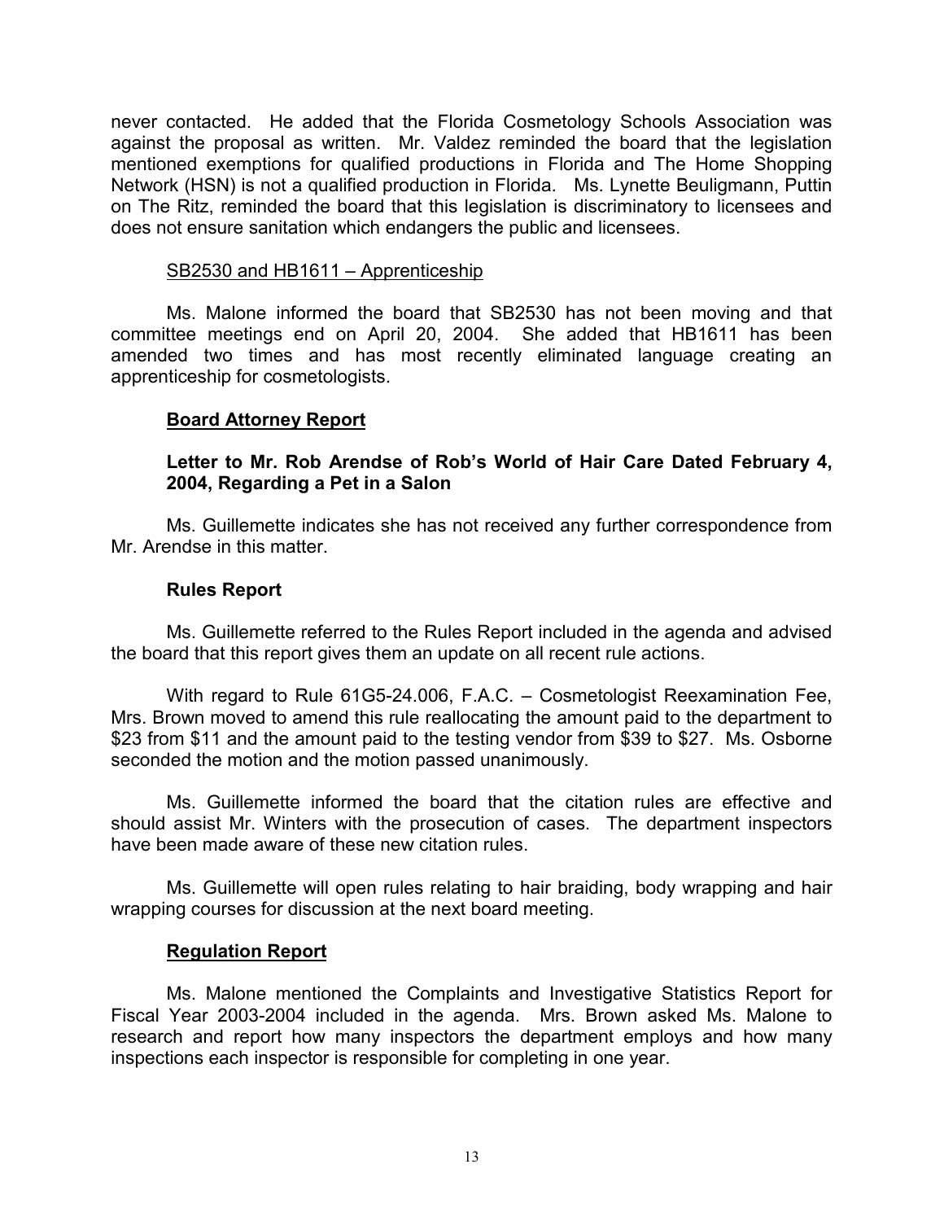never contacted. He added that the Florida Cosmetology Schools Association was against the proposal as written. Mr. Valdez reminded the board that the legislation mentioned exemptions for qualified productions in Florida and The Home Shopping Network (HSN) is not a qualified production in Florida. Ms. Lynette Beuligmann, Puttin on The Ritz, reminded the board that this legislation is discriminatory to licensees and does not ensure sanitation which endangers the public and licensees.

<u>SB2530 and HB1611 – Apprenticeship</u>

Ms. Malone informed the board that SB2530 has not been moving and that committee meetings end on April 20, 2004. She added that HB1611 has been amended two times and has most recently eliminated language creating an apprenticeship for cosmetologists.

### <u>Board Attorney Report</u>

#### Letter to Mr. Rob Arendse of Rob's World of Hair Care Dated February 4, 2004, Regarding a Pet in a Salon

Ms. Guillemette indicates she has not received any further correspondence from Mr. Arendse in this matter.

#### Rules Report

Ms. Guillemette referred to the Rules Report included in the agenda and advised the board that this report gives them an update on all recent rule actions.

With regard to Rule 61G5-24.006, F.A.C. – Cosmetologist Reexamination Fee, Mrs. Brown moved to amend this rule reallocating the amount paid to the department to $23 from $11 and the amount paid to the testing vendor from $39 to $27. Ms. Osborne seconded the motion and the motion passed unanimously.

Ms. Guillemette informed the board that the citation rules are effective and should assist Mr. Winters with the prosecution of cases. The department inspectors have been made aware of these new citation rules.

Ms. Guillemette will open rules relating to hair braiding, body wrapping and hair wrapping courses for discussion at the next board meeting.

### <u>Regulation Report</u>

Ms. Malone mentioned the Complaints and Investigative Statistics Report for Fiscal Year 2003-2004 included in the agenda. Mrs. Brown asked Ms. Malone to research and report how many inspectors the department employs and how many inspections each inspector is responsible for completing in one year.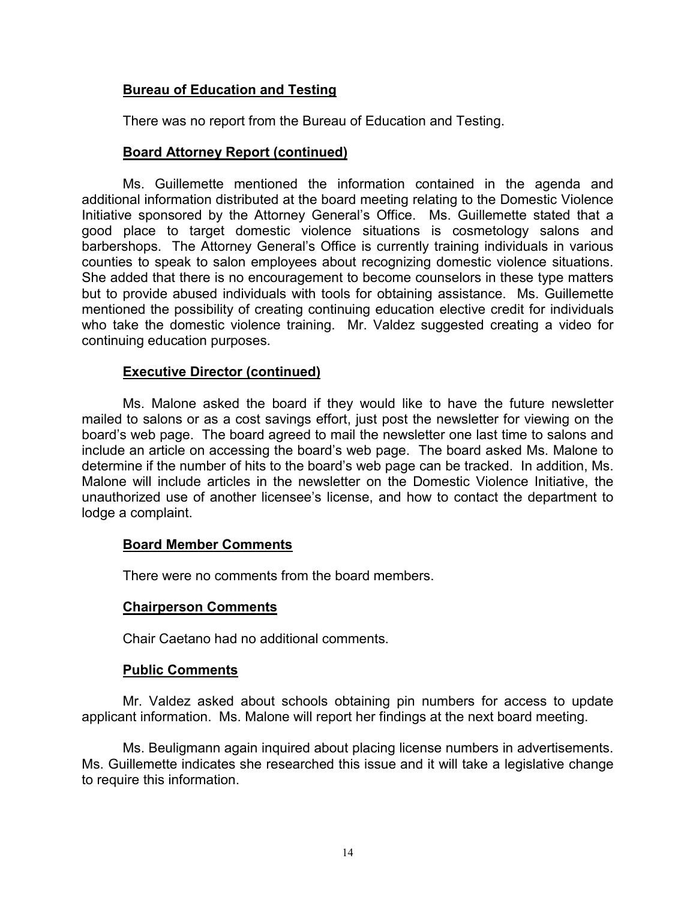**Bureau of Education and Testing**

There was no report from the Bureau of Education and Testing.

**Board Attorney Report (continued)**

Ms. Guillemette mentioned the information contained in the agenda and additional information distributed at the board meeting relating to the Domestic Violence Initiative sponsored by the Attorney General's Office. Ms. Guillemette stated that a good place to target domestic violence situations is cosmetology salons and barbershops. The Attorney General's Office is currently training individuals in various counties to speak to salon employees about recognizing domestic violence situations. She added that there is no encouragement to become counselors in these type matters but to provide abused individuals with tools for obtaining assistance. Ms. Guillemette mentioned the possibility of creating continuing education elective credit for individuals who take the domestic violence training. Mr. Valdez suggested creating a video for continuing education purposes.

**Executive Director (continued)**

Ms. Malone asked the board if they would like to have the future newsletter mailed to salons or as a cost savings effort, just post the newsletter for viewing on the board's web page. The board agreed to mail the newsletter one last time to salons and include an article on accessing the board's web page. The board asked Ms. Malone to determine if the number of hits to the board's web page can be tracked. In addition, Ms. Malone will include articles in the newsletter on the Domestic Violence Initiative, the unauthorized use of another licensee's license, and how to contact the department to lodge a complaint.

**Board Member Comments**

There were no comments from the board members.

**Chairperson Comments**

Chair Caetano had no additional comments.

**Public Comments**

Mr. Valdez asked about schools obtaining pin numbers for access to update applicant information. Ms. Malone will report her findings at the next board meeting.

Ms. Beuligmann again inquired about placing license numbers in advertisements. Ms. Guillemette indicates she researched this issue and it will take a legislative change to require this information.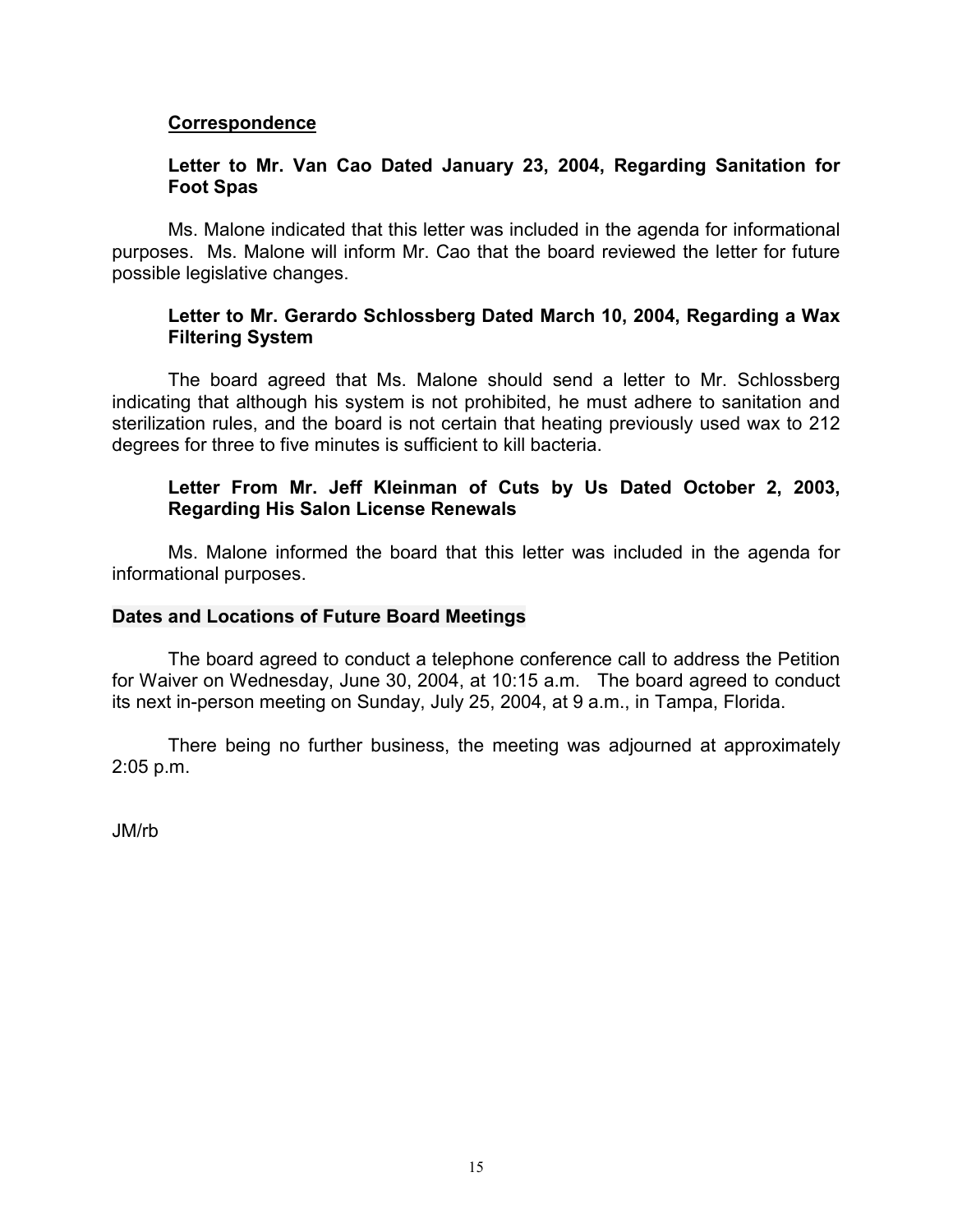## Correspondence

### Letter to Mr. Van Cao Dated January 23, 2004, Regarding Sanitation for Foot Spas

Ms. Malone indicated that this letter was included in the agenda for informational purposes. Ms. Malone will inform Mr. Cao that the board reviewed the letter for future possible legislative changes.

### Letter to Mr. Gerardo Schlossberg Dated March 10, 2004, Regarding a Wax Filtering System

The board agreed that Ms. Malone should send a letter to Mr. Schlossberg indicating that although his system is not prohibited, he must adhere to sanitation and sterilization rules, and the board is not certain that heating previously used wax to 212 degrees for three to five minutes is sufficient to kill bacteria.

### Letter From Mr. Jeff Kleinman of Cuts by Us Dated October 2, 2003, Regarding His Salon License Renewals

Ms. Malone informed the board that this letter was included in the agenda for informational purposes.

## Dates and Locations of Future Board Meetings

The board agreed to conduct a telephone conference call to address the Petition for Waiver on Wednesday, June 30, 2004, at 10:15 a.m. The board agreed to conduct its next in-person meeting on Sunday, July 25, 2004, at 9 a.m., in Tampa, Florida.

There being no further business, the meeting was adjourned at approximately 2:05 p.m.

JM/rb